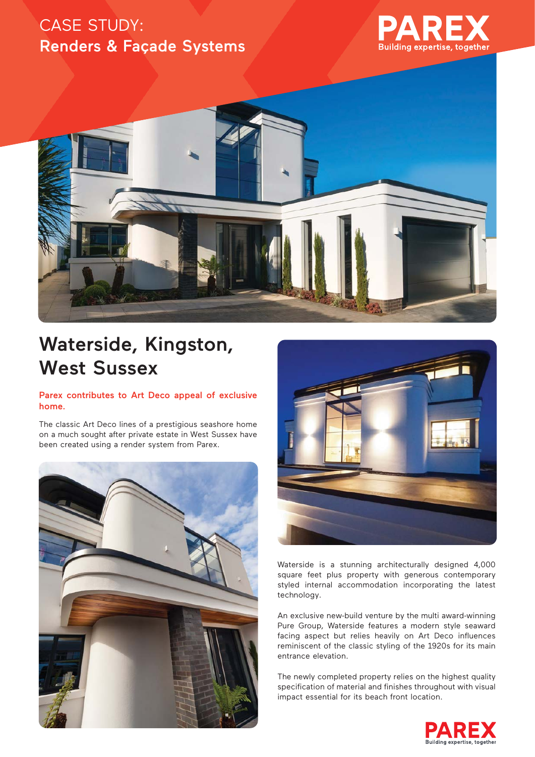CASE STUDY:
**Renders & Façade Systems**

PAREX
Building expertise, together

# Waterside, Kingston, West Sussex

**Parex contributes to Art Deco appeal of exclusive home.**

The classic Art Deco lines of a prestigious seashore home on a much sought after private estate in West Sussex have been created using a render system from Parex.

Waterside is a stunning architecturally designed 4,000 square feet plus property with generous contemporary styled internal accommodation incorporating the latest technology.

An exclusive new-build venture by the multi award-winning Pure Group, Waterside features a modern style seaward facing aspect but relies heavily on Art Deco influences reminiscent of the classic styling of the 1920s for its main entrance elevation.

The newly completed property relies on the highest quality specification of material and finishes throughout with visual impact essential for its beach front location.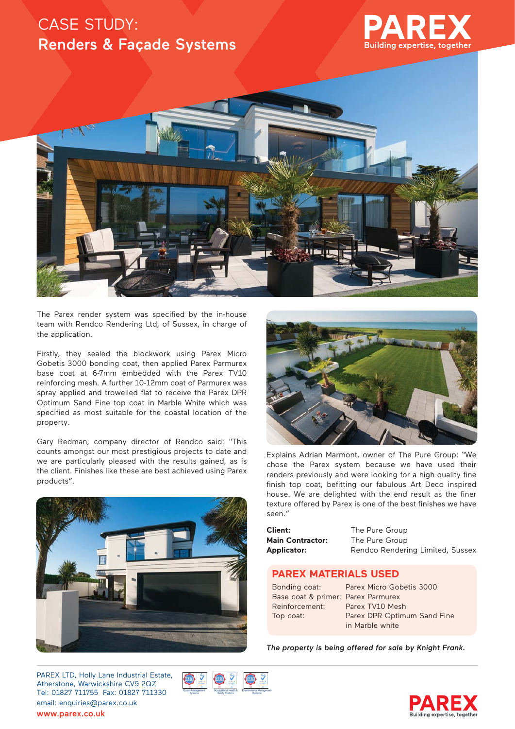# CASE STUDY: Renders & Façade Systems

The Parex render system was specified by the in-house team with Rendco Rendering Ltd, of Sussex, in charge of the application.

Firstly, they sealed the blockwork using Parex Micro Gobetis 3000 bonding coat, then applied Parex Parmurex base coat at 6-7mm embedded with the Parex TV10 reinforcing mesh. A further 10-12mm coat of Parmurex was spray applied and trowelled flat to receive the Parex DPR Optimum Sand Fine top coat in Marble White which was specified as most suitable for the coastal location of the property.

Gary Redman, company director of Rendco said: "This counts amongst our most prestigious projects to date and we are particularly pleased with the results gained, as is the client. Finishes like these are best achieved using Parex products".

Explains Adrian Marmont, owner of The Pure Group: "We chose the Parex system because we have used their renders previously and were looking for a high quality fine finish top coat, befitting our fabulous Art Deco inspired house. We are delighted with the end result as the finer texture offered by Parex is one of the best finishes we have seen."

| | |
|---|---|
| **Client:** | The Pure Group |
| **Main Contractor:** | The Pure Group |
| **Applicator:** | Rendco Rendering Limited, Sussex |

## PAREX MATERIALS USED

| | |
|---|---|
| Bonding coat: | Parex Micro Gobetis 3000 |
| Base coat & primer: | Parex Parmurex |
| Reinforcement: | Parex TV10 Mesh |
| Top coat: | Parex DPR Optimum Sand Fine in Marble white |

***The property is being offered for sale by Knight Frank.***

PAREX LTD, Holly Lane Industrial Estate, Atherstone, Warwickshire CV9 2QZ
Tel: 01827 711755 Fax: 01827 711330
email: enquiries@parex.co.uk
**www.parex.co.uk**

PAREX
Building expertise, together